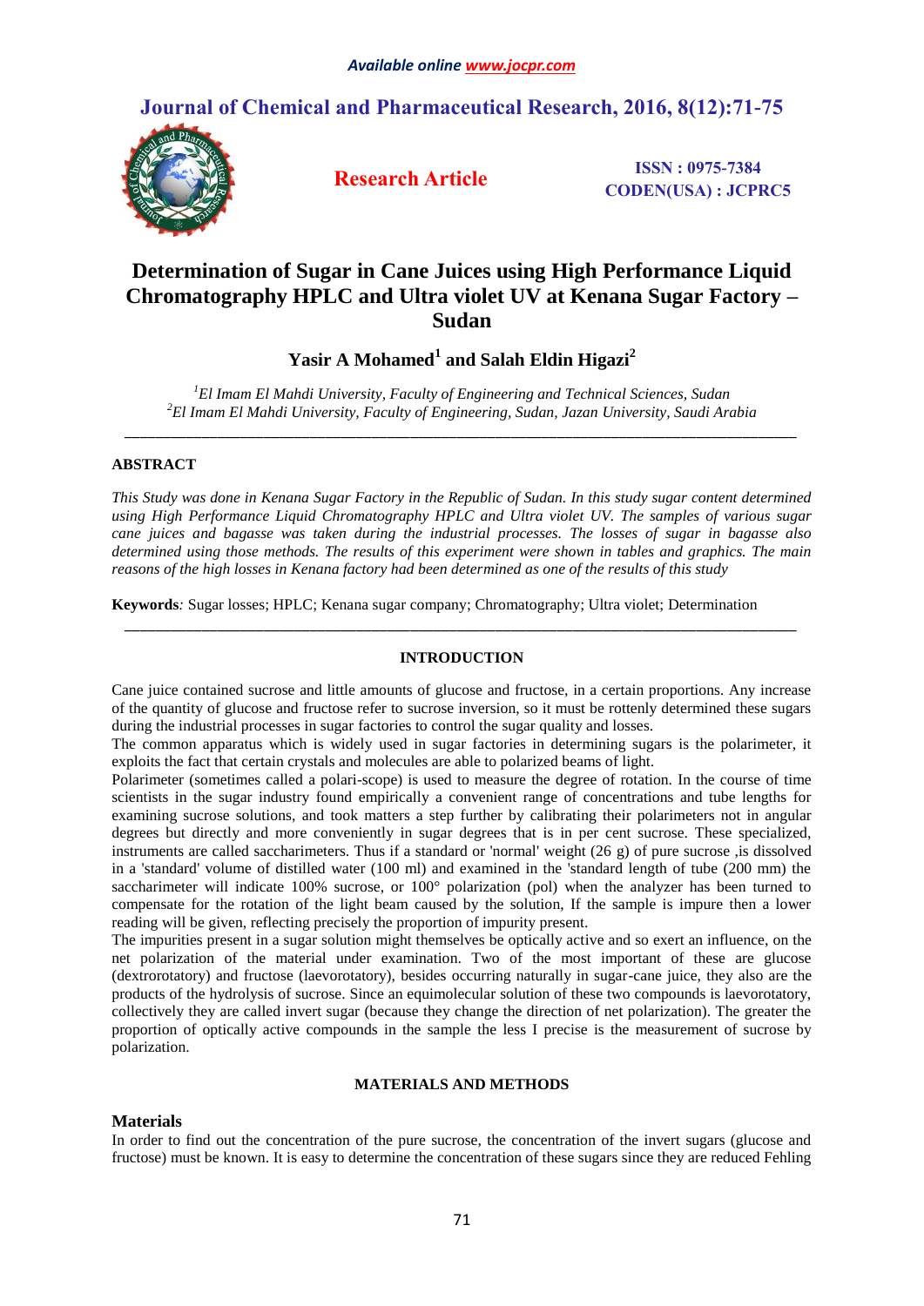# Determination of Sugar in Cane Juices using High Performance Liquid Chromatography HPLC and Ultra violet UV at Kenana Sugar Factory – Sudan

**Yasir A Mohamed[1] and Salah Eldin Higazi[2]**

*[1]El Imam El Mahdi University, Faculty of Engineering and Technical Sciences, Sudan*
*[2]El Imam El Mahdi University, Faculty of Engineering, Sudan, Jazan University, Saudi Arabia*

---

## ABSTRACT

*This Study was done in Kenana Sugar Factory in the Republic of Sudan. In this study sugar content determined using High Performance Liquid Chromatography HPLC and Ultra violet UV. The samples of various sugar cane juices and bagasse was taken during the industrial processes. The losses of sugar in bagasse also determined using those methods. The results of this experiment were shown in tables and graphics. The main reasons of the high losses in Kenana factory had been determined as one of the results of this study*

**Keywords***:* Sugar losses; HPLC; Kenana sugar company; Chromatography; Ultra violet; Determination

---

## INTRODUCTION

Cane juice contained sucrose and little amounts of glucose and fructose, in a certain proportions. Any increase of the quantity of glucose and fructose refer to sucrose inversion, so it must be rottenly determined these sugars during the industrial processes in sugar factories to control the sugar quality and losses.

The common apparatus which is widely used in sugar factories in determining sugars is the polarimeter, it exploits the fact that certain crystals and molecules are able to polarized beams of light.

Polarimeter (sometimes called a polari-scope) is used to measure the degree of rotation. In the course of time scientists in the sugar industry found empirically a convenient range of concentrations and tube lengths for examining sucrose solutions, and took matters a step further by calibrating their polarimeters not in angular degrees but directly and more conveniently in sugar degrees that is in per cent sucrose. These specialized, instruments are called saccharimeters. Thus if a standard or 'normal' weight (26 g) of pure sucrose ,is dissolved in a 'standard' volume of distilled water (100 ml) and examined in the 'standard length of tube (200 mm) the saccharimeter will indicate 100% sucrose, or 100° polarization (pol) when the analyzer has been turned to compensate for the rotation of the light beam caused by the solution, If the sample is impure then a lower reading will be given, reflecting precisely the proportion of impurity present.

The impurities present in a sugar solution might themselves be optically active and so exert an influence, on the net polarization of the material under examination. Two of the most important of these are glucose (dextrorotatory) and fructose (laevorotatory), besides occurring naturally in sugar-cane juice, they also are the products of the hydrolysis of sucrose. Since an equimolecular solution of these two compounds is laevorotatory, collectively they are called invert sugar (because they change the direction of net polarization). The greater the proportion of optically active compounds in the sample the less I precise is the measurement of sucrose by polarization.

## MATERIALS AND METHODS

### Materials

In order to find out the concentration of the pure sucrose, the concentration of the invert sugars (glucose and fructose) must be known. It is easy to determine the concentration of these sugars since they are reduced Fehling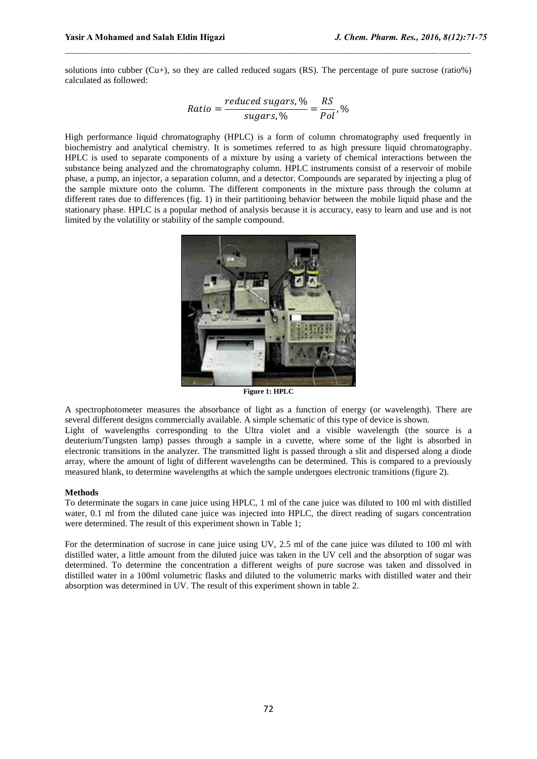solutions into cubber (Cu+), so they are called reduced sugars (RS). The percentage of pure sucrose (ratio%) calculated as followed:

$$Ratio = \frac{reduced\ sugars, \%}{sugars, \%} = \frac{RS}{Pol}, \%$$

High performance liquid chromatography (HPLC) is a form of column chromatography used frequently in biochemistry and analytical chemistry. It is sometimes referred to as high pressure liquid chromatography. HPLC is used to separate components of a mixture by using a variety of chemical interactions between the substance being analyzed and the chromatography column. HPLC instruments consist of a reservoir of mobile phase, a pump, an injector, a separation column, and a detector. Compounds are separated by injecting a plug of the sample mixture onto the column. The different components in the mixture pass through the column at different rates due to differences (fig. 1) in their partitioning behavior between the mobile liquid phase and the stationary phase. HPLC is a popular method of analysis because it is accuracy, easy to learn and use and is not limited by the volatility or stability of the sample compound.

**Figure 1: HPLC**

A spectrophotometer measures the absorbance of light as a function of energy (or wavelength). There are several different designs commercially available. A simple schematic of this type of device is shown.
Light of wavelengths corresponding to the Ultra violet and a visible wavelength (the source is a deuterium/Tungsten lamp) passes through a sample in a cuvette, where some of the light is absorbed in electronic transitions in the analyzer. The transmitted light is passed through a slit and dispersed along a diode array, where the amount of light of different wavelengths can be determined. This is compared to a previously measured blank, to determine wavelengths at which the sample undergoes electronic transitions (figure 2).

**Methods**

To determinate the sugars in cane juice using HPLC, 1 ml of the cane juice was diluted to 100 ml with distilled water, 0.1 ml from the diluted cane juice was injected into HPLC, the direct reading of sugars concentration were determined. The result of this experiment shown in Table 1;

For the determination of sucrose in cane juice using UV, 2.5 ml of the cane juice was diluted to 100 ml with distilled water, a little amount from the diluted juice was taken in the UV cell and the absorption of sugar was determined. To determine the concentration a different weighs of pure sucrose was taken and dissolved in distilled water in a 100ml volumetric flasks and diluted to the volumetric marks with distilled water and their absorption was determined in UV. The result of this experiment shown in table 2.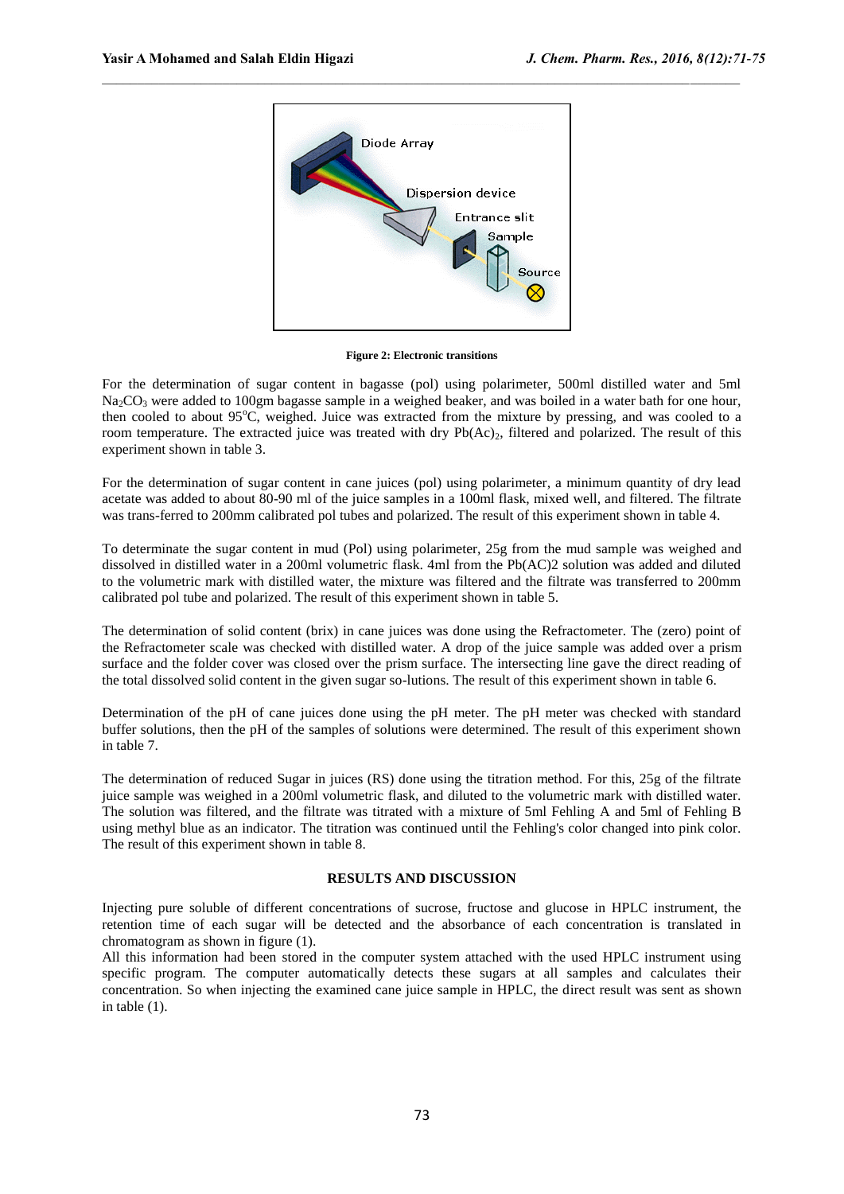Figure 2: Electronic transitions

For the determination of sugar content in bagasse (pol) using polarimeter, 500ml distilled water and 5ml $Na_2CO_3$ were added to 100gm bagasse sample in a weighed beaker, and was boiled in a water bath for one hour, then cooled to about 95°C, weighed. Juice was extracted from the mixture by pressing, and was cooled to a room temperature. The extracted juice was treated with dry $Pb(Ac)_2$, filtered and polarized. The result of this experiment shown in table 3.

For the determination of sugar content in cane juices (pol) using polarimeter, a minimum quantity of dry lead acetate was added to about 80-90 ml of the juice samples in a 100ml flask, mixed well, and filtered. The filtrate was trans-ferred to 200mm calibrated pol tubes and polarized. The result of this experiment shown in table 4.

To determinate the sugar content in mud (Pol) using polarimeter, 25g from the mud sample was weighed and dissolved in distilled water in a 200ml volumetric flask. 4ml from the Pb(AC)2 solution was added and diluted to the volumetric mark with distilled water, the mixture was filtered and the filtrate was transferred to 200mm calibrated pol tube and polarized. The result of this experiment shown in table 5.

The determination of solid content (brix) in cane juices was done using the Refractometer. The (zero) point of the Refractometer scale was checked with distilled water. A drop of the juice sample was added over a prism surface and the folder cover was closed over the prism surface. The intersecting line gave the direct reading of the total dissolved solid content in the given sugar so-lutions. The result of this experiment shown in table 6.

Determination of the pH of cane juices done using the pH meter. The pH meter was checked with standard buffer solutions, then the pH of the samples of solutions were determined. The result of this experiment shown in table 7.

The determination of reduced Sugar in juices (RS) done using the titration method. For this, 25g of the filtrate juice sample was weighed in a 200ml volumetric flask, and diluted to the volumetric mark with distilled water. The solution was filtered, and the filtrate was titrated with a mixture of 5ml Fehling A and 5ml of Fehling B using methyl blue as an indicator. The titration was continued until the Fehling's color changed into pink color. The result of this experiment shown in table 8.

## RESULTS AND DISCUSSION

Injecting pure soluble of different concentrations of sucrose, fructose and glucose in HPLC instrument, the retention time of each sugar will be detected and the absorbance of each concentration is translated in chromatogram as shown in figure (1).

All this information had been stored in the computer system attached with the used HPLC instrument using specific program. The computer automatically detects these sugars at all samples and calculates their concentration. So when injecting the examined cane juice sample in HPLC, the direct result was sent as shown in table (1).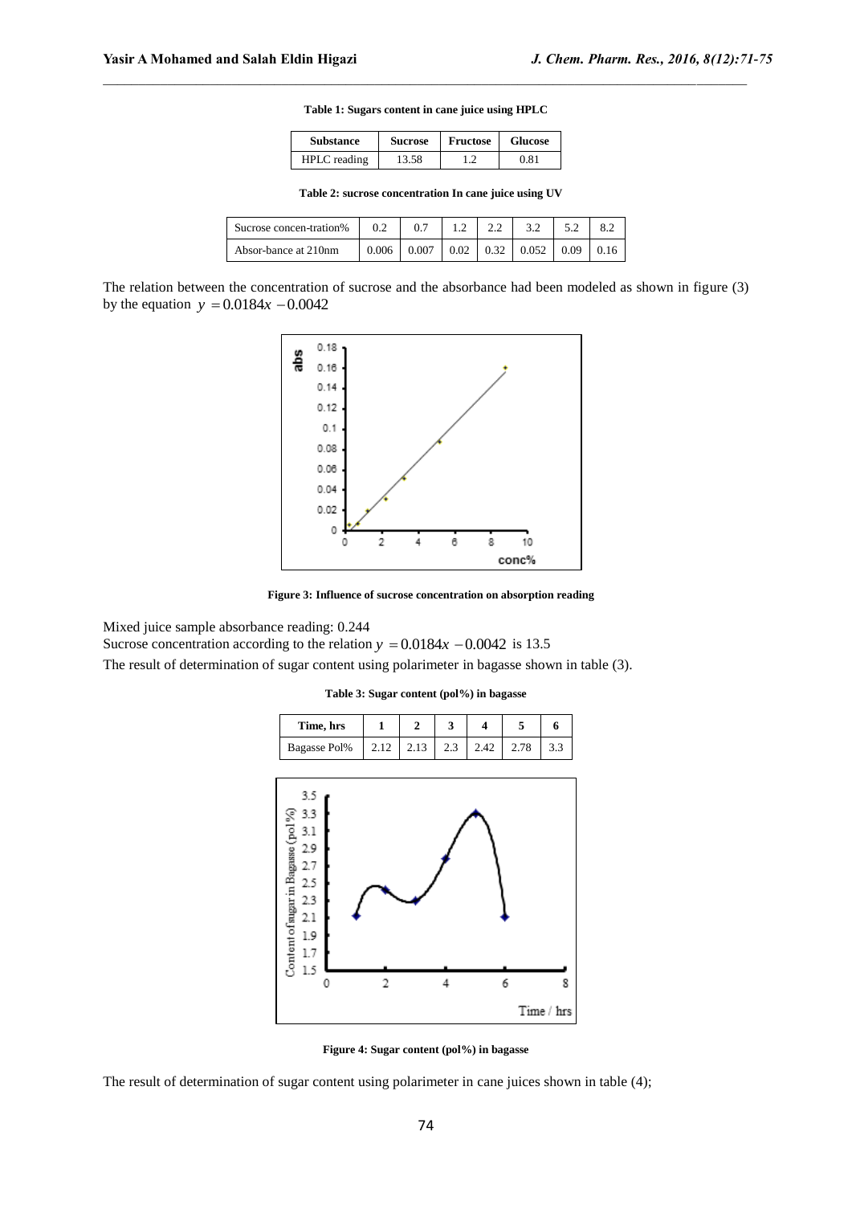**Table 1: Sugars content in cane juice using HPLC**

| Substance | Sucrose | Fructose | Glucose |
|---|---|---|---|
| HPLC reading | 13.58 | 1.2 | 0.81 |

**Table 2: sucrose concentration In cane juice using UV**

| Sucrose concen-tration% | 0.2 | 0.7 | 1.2 | 2.2 | 3.2 | 5.2 | 8.2 |
|---|---|---|---|---|---|---|---|
| Absor-bance at 210nm | 0.006 | 0.007 | 0.02 | 0.32 | 0.052 | 0.09 | 0.16 |

The relation between the concentration of sucrose and the absorbance had been modeled as shown in figure (3) by the equation $y = 0.0184x - 0.0042$

**Figure 3: Influence of sucrose concentration on absorption reading**

Mixed juice sample absorbance reading: 0.244

Sucrose concentration according to the relation $y = 0.0184x - 0.0042$ is 13.5

The result of determination of sugar content using polarimeter in bagasse shown in table (3).

**Table 3: Sugar content (pol%) in bagasse**

| Time, hrs | 1 | 2 | 3 | 4 | 5 | 6 |
|---|---|---|---|---|---|---|
| Bagasse Pol% | 2.12 | 2.13 | 2.3 | 2.42 | 2.78 | 3.3 |

**Figure 4: Sugar content (pol%) in bagasse**

The result of determination of sugar content using polarimeter in cane juices shown in table (4);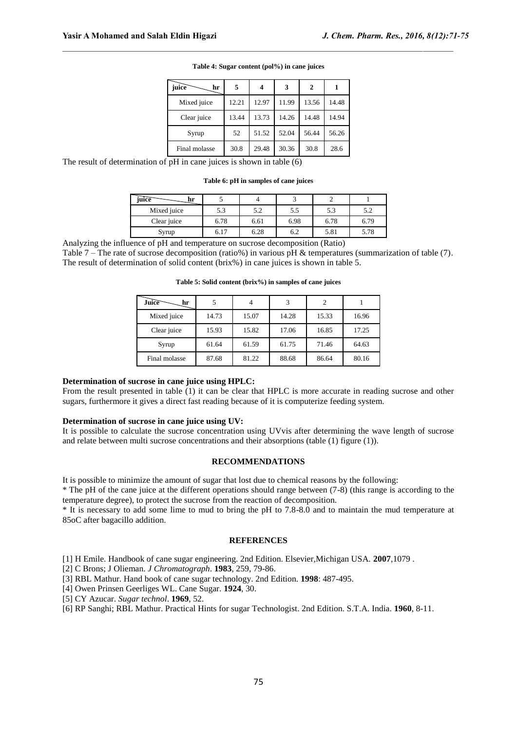**Table 4: Sugar content (pol%) in cane juices**

| juice \ hr | 5 | 4 | 3 | 2 | 1 |
|---|---|---|---|---|---|
| Mixed juice | 12.21 | 12.97 | 11.99 | 13.56 | 14.48 |
| Clear juice | 13.44 | 13.73 | 14.26 | 14.48 | 14.94 |
| Syrup | 52 | 51.52 | 52.04 | 56.44 | 56.26 |
| Final molasse | 30.8 | 29.48 | 30.36 | 30.8 | 28.6 |

The result of determination of pH in cane juices is shown in table (6)

**Table 6: pH in samples of cane juices**

| juice \ hr | 5 | 4 | 3 | 2 | 1 |
|---|---|---|---|---|---|
| Mixed juice | 5.3 | 5.2 | 5.5 | 5.3 | 5.2 |
| Clear juice | 6.78 | 6.61 | 6.98 | 6.78 | 6.79 |
| Syrup | 6.17 | 6.28 | 6.2 | 5.81 | 5.78 |

Analyzing the influence of pH and temperature on sucrose decomposition (Ratio)

Table 7 – The rate of sucrose decomposition (ratio%) in various pH & temperatures (summarization of table (7).

The result of determination of solid content (brix%) in cane juices is shown in table 5.

**Table 5: Solid content (brix%) in samples of cane juices**

| Juice \ hr | 5 | 4 | 3 | 2 | 1 |
|---|---|---|---|---|---|
| Mixed juice | 14.73 | 15.07 | 14.28 | 15.33 | 16.96 |
| Clear juice | 15.93 | 15.82 | 17.06 | 16.85 | 17.25 |
| Syrup | 61.64 | 61.59 | 61.75 | 71.46 | 64.63 |
| Final molasse | 87.68 | 81.22 | 88.68 | 86.64 | 80.16 |

**Determination of sucrose in cane juice using HPLC:**

From the result presented in table (1) it can be clear that HPLC is more accurate in reading sucrose and other sugars, furthermore it gives a direct fast reading because of it is computerize feeding system.

**Determination of sucrose in cane juice using UV:**

It is possible to calculate the sucrose concentration using UVvis after determining the wave length of sucrose and relate between multi sucrose concentrations and their absorptions (table (1) figure (1)).

## RECOMMENDATIONS

It is possible to minimize the amount of sugar that lost due to chemical reasons by the following:

* The pH of the cane juice at the different operations should range between (7-8) (this range is according to the temperature degree), to protect the sucrose from the reaction of decomposition.

* It is necessary to add some lime to mud to bring the pH to 7.8-8.0 and to maintain the mud temperature at 85oC after bagacillo addition.

## REFERENCES

[1] H Emile. Handbook of cane sugar engineering. 2nd Edition. Elsevier,Michigan USA. **2007**,1079 .

[2] C Brons; J Olieman. *J Chromatograph*. **1983**, 259, 79-86.

[3] RBL Mathur. Hand book of cane sugar technology. 2nd Edition. **1998**: 487-495.

[4] Owen Prinsen Geerliges WL. Cane Sugar. **1924**, 30.

[5] CY Azucar. *Sugar technol*. **1969**, 52.

[6] RP Sanghi; RBL Mathur. Practical Hints for sugar Technologist. 2nd Edition. S.T.A. India. **1960**, 8-11.